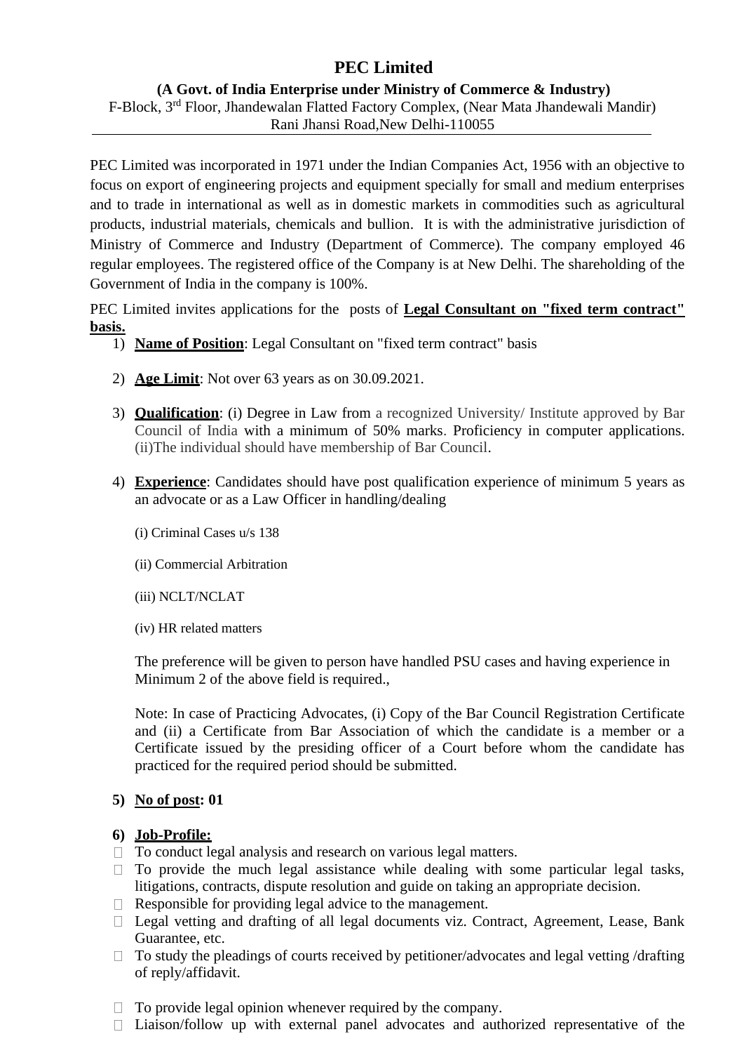# PEC Limited

**(A Govt. of India Enterprise under Ministry of Commerce & Industry)**

F-Block, 3rd Floor, Jhandewalan Flatted Factory Complex, (Near Mata Jhandewali Mandir)
Rani Jhansi Road,New Delhi-110055

---

PEC Limited was incorporated in 1971 under the Indian Companies Act, 1956 with an objective to focus on export of engineering projects and equipment specially for small and medium enterprises and to trade in international as well as in domestic markets in commodities such as agricultural products, industrial materials, chemicals and bullion. It is with the administrative jurisdiction of Ministry of Commerce and Industry (Department of Commerce). The company employed 46 regular employees. The registered office of the Company is at New Delhi. The shareholding of the Government of India in the company is 100%.

PEC Limited invites applications for the posts of **Legal Consultant on "fixed term contract" basis.**

1) **Name of Position**: Legal Consultant on "fixed term contract" basis

2) **Age Limit**: Not over 63 years as on 30.09.2021.

3) **Qualification**: (i) Degree in Law from a recognized University/ Institute approved by Bar Council of India with a minimum of 50% marks. Proficiency in computer applications. (ii)The individual should have membership of Bar Council.

4) **Experience**: Candidates should have post qualification experience of minimum 5 years as an advocate or as a Law Officer in handling/dealing

   (i) Criminal Cases u/s 138

   (ii) Commercial Arbitration

   (iii) NCLT/NCLAT

   (iv) HR related matters

   The preference will be given to person have handled PSU cases and having experience in Minimum 2 of the above field is required.,

   Note: In case of Practicing Advocates, (i) Copy of the Bar Council Registration Certificate and (ii) a Certificate from Bar Association of which the candidate is a member or a Certificate issued by the presiding officer of a Court before whom the candidate has practiced for the required period should be submitted.

5) **No of post: 01**

6) **Job-Profile:**

- To conduct legal analysis and research on various legal matters.
- To provide the much legal assistance while dealing with some particular legal tasks, litigations, contracts, dispute resolution and guide on taking an appropriate decision.
- Responsible for providing legal advice to the management.
- Legal vetting and drafting of all legal documents viz. Contract, Agreement, Lease, Bank Guarantee, etc.
- To study the pleadings of courts received by petitioner/advocates and legal vetting /drafting of reply/affidavit.
- To provide legal opinion whenever required by the company.
- Liaison/follow up with external panel advocates and authorized representative of the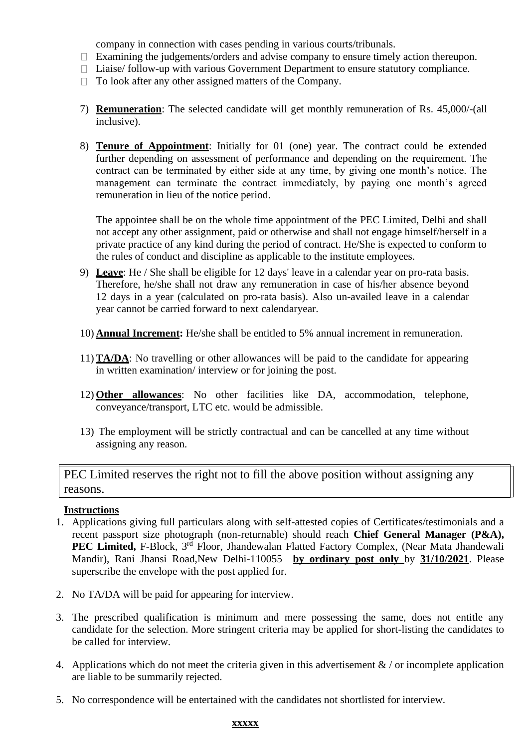company in connection with cases pending in various courts/tribunals.

- Examining the judgements/orders and advise company to ensure timely action thereupon.
- Liaise/ follow-up with various Government Department to ensure statutory compliance.
- To look after any other assigned matters of the Company.

7) **Remuneration**: The selected candidate will get monthly remuneration of Rs. 45,000/-(all inclusive).

8) **Tenure of Appointment**: Initially for 01 (one) year. The contract could be extended further depending on assessment of performance and depending on the requirement. The contract can be terminated by either side at any time, by giving one month's notice. The management can terminate the contract immediately, by paying one month's agreed remuneration in lieu of the notice period.

   The appointee shall be on the whole time appointment of the PEC Limited, Delhi and shall not accept any other assignment, paid or otherwise and shall not engage himself/herself in a private practice of any kind during the period of contract. He/She is expected to conform to the rules of conduct and discipline as applicable to the institute employees.

9) **Leave**: He / She shall be eligible for 12 days' leave in a calendar year on pro-rata basis. Therefore, he/she shall not draw any remuneration in case of his/her absence beyond 12 days in a year (calculated on pro-rata basis). Also un-availed leave in a calendar year cannot be carried forward to next calendaryear.

10) **Annual Increment:** He/she shall be entitled to 5% annual increment in remuneration.

11) **TA/DA**: No travelling or other allowances will be paid to the candidate for appearing in written examination/ interview or for joining the post.

12) **Other allowances**: No other facilities like DA, accommodation, telephone, conveyance/transport, LTC etc. would be admissible.

13) The employment will be strictly contractual and can be cancelled at any time without assigning any reason.

PEC Limited reserves the right not to fill the above position without assigning any reasons.

**Instructions**

1. Applications giving full particulars along with self-attested copies of Certificates/testimonials and a recent passport size photograph (non-returnable) should reach **Chief General Manager (P&A), PEC Limited,** F-Block, 3rd Floor, Jhandewalan Flatted Factory Complex, (Near Mata Jhandewali Mandir), Rani Jhansi Road,New Delhi-110055 **by ordinary post only** by **31/10/2021**. Please superscribe the envelope with the post applied for.

2. No TA/DA will be paid for appearing for interview.

3. The prescribed qualification is minimum and mere possessing the same, does not entitle any candidate for the selection. More stringent criteria may be applied for short-listing the candidates to be called for interview.

4. Applications which do not meet the criteria given in this advertisement & / or incomplete application are liable to be summarily rejected.

5. No correspondence will be entertained with the candidates not shortlisted for interview.

**xxxxx**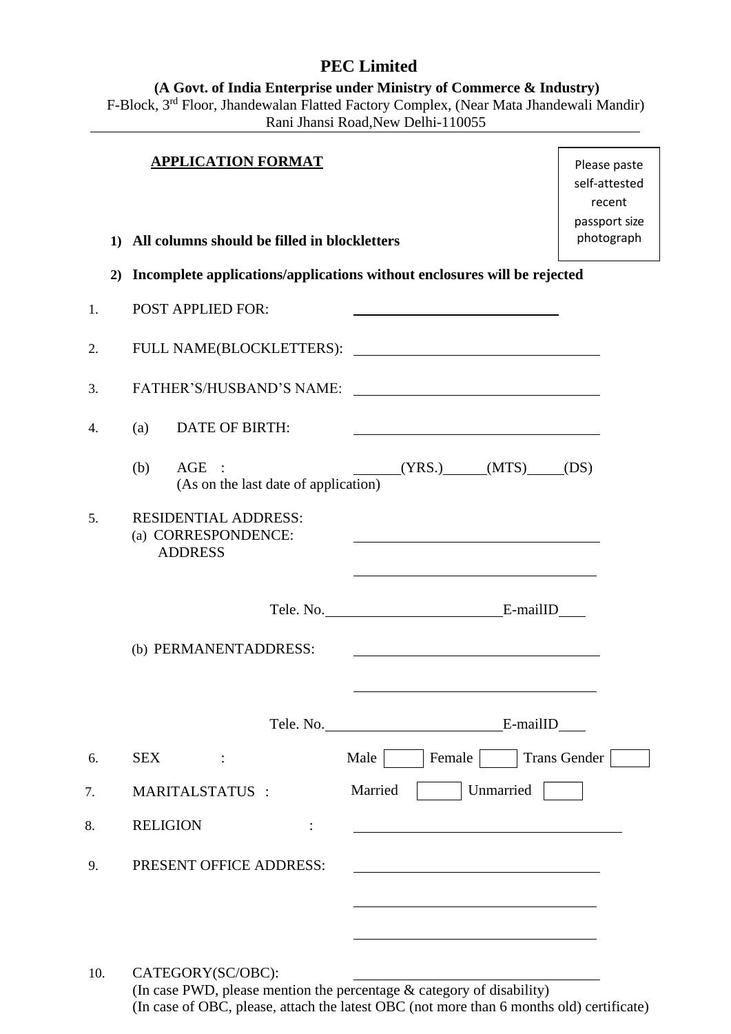# PEC Limited

**(A Govt. of India Enterprise under Ministry of Commerce & Industry)**

F-Block, 3rd Floor, Jhandewalan Flatted Factory Complex, (Near Mata Jhandewali Mandir)
Rani Jhansi Road,New Delhi-110055

---

**APPLICATION FORMAT**

Please paste self-attested recent passport size photograph

1) **All columns should be filled in blockletters**

2) **Incomplete applications/applications without enclosures will be rejected**

1. POST APPLIED FOR: ____________________________

2. FULL NAME(BLOCKLETTERS): ____________________________

3. FATHER'S/HUSBAND'S NAME: ____________________________

4. (a) DATE OF BIRTH: ____________________________

   (b) AGE : ______(YRS.)______(MTS)_____(DS)
   (As on the last date of application)

5. RESIDENTIAL ADDRESS:

   (a) CORRESPONDENCE: ADDRESS ____________________________

   ____________________________

   Tele. No.________________________E-mailID____

   (b) PERMANENTADDRESS: ____________________________

   ____________________________

   Tele. No.________________________E-mailID____

6. SEX : Male [ ] Female [ ] Trans Gender [ ]

7. MARITALSTATUS : Married [ ] Unmarried [ ]

8. RELIGION : ____________________________

9. PRESENT OFFICE ADDRESS: ____________________________

   ____________________________

   ____________________________

10. CATEGORY(SC/OBC): ____________________________
    (In case PWD, please mention the percentage & category of disability)
    (In case of OBC, please, attach the latest OBC (not more than 6 months old) certificate)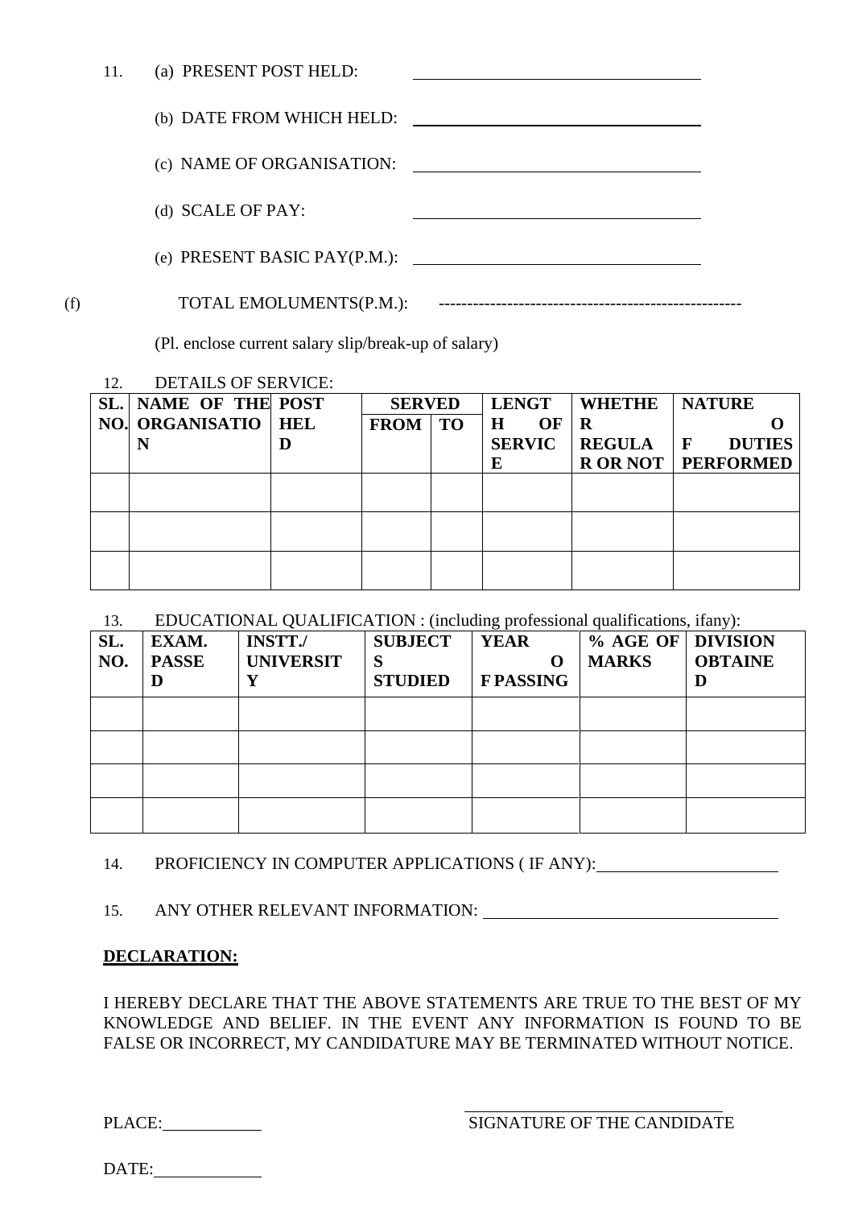11. (a) PRESENT POST HELD: \_\_\_\_\_\_\_\_\_\_\_\_\_\_\_\_\_\_\_\_\_\_\_\_\_\_

    (b) DATE FROM WHICH HELD: \_\_\_\_\_\_\_\_\_\_\_\_\_\_\_\_\_\_\_\_\_\_\_\_\_\_

    (c) NAME OF ORGANISATION: \_\_\_\_\_\_\_\_\_\_\_\_\_\_\_\_\_\_\_\_\_\_\_\_\_\_

    (d) SCALE OF PAY: \_\_\_\_\_\_\_\_\_\_\_\_\_\_\_\_\_\_\_\_\_\_\_\_\_\_

    (e) PRESENT BASIC PAY(P.M.): \_\_\_\_\_\_\_\_\_\_\_\_\_\_\_\_\_\_\_\_\_\_\_\_\_\_

(f) TOTAL EMOLUMENTS(P.M.): -----------------------------------------------------

    (Pl. enclose current salary slip/break-up of salary)

12. DETAILS OF SERVICE:

| SL. NO. | NAME OF THE ORGANISATION | POST HELD | SERVED | | LENGTH OF SERVICE | WHETHER REGULAR OR NOT | NATURE OF DUTIES PERFORMED |
|---|---|---|---|---|---|---|---|
| | | | FROM | TO | | | |
| | | | | | | | |
| | | | | | | | |
| | | | | | | | |

13. EDUCATIONAL QUALIFICATION : (including professional qualifications, ifany):

| SL. NO. | EXAM. PASSED | INSTT./ UNIVERSITY | SUBJECTS STUDIED | YEAR OF PASSING | % AGE OF MARKS | DIVISION OBTAINED |
|---|---|---|---|---|---|---|
| | | | | | | |
| | | | | | | |
| | | | | | | |
| | | | | | | |

14. PROFICIENCY IN COMPUTER APPLICATIONS ( IF ANY): \_\_\_\_\_\_\_\_\_\_\_\_\_\_\_\_\_\_\_\_

15. ANY OTHER RELEVANT INFORMATION: \_\_\_\_\_\_\_\_\_\_\_\_\_\_\_\_\_\_\_\_\_\_\_\_\_\_

**DECLARATION:**

I HEREBY DECLARE THAT THE ABOVE STATEMENTS ARE TRUE TO THE BEST OF MY KNOWLEDGE AND BELIEF. IN THE EVENT ANY INFORMATION IS FOUND TO BE FALSE OR INCORRECT, MY CANDIDATURE MAY BE TERMINATED WITHOUT NOTICE.

PLACE: \_\_\_\_\_\_\_\_\_\_

SIGNATURE OF THE CANDIDATE

DATE: \_\_\_\_\_\_\_\_\_\_